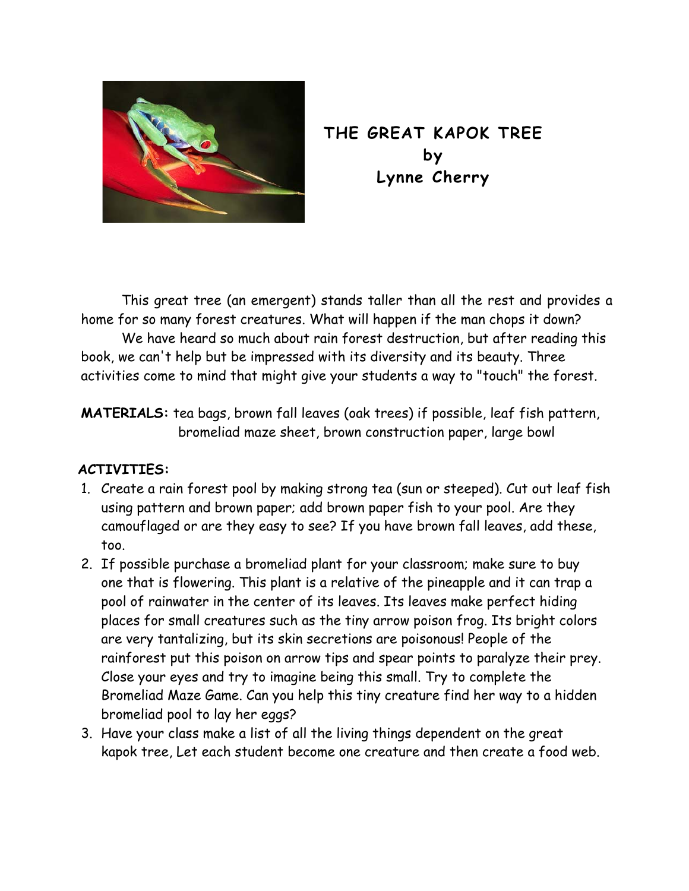# THE GREAT KAPOK TREE
## by
## Lynne Cherry

This great tree (an emergent) stands taller than all the rest and provides a home for so many forest creatures. What will happen if the man chops it down?

We have heard so much about rain forest destruction, but after reading this book, we can't help but be impressed with its diversity and its beauty. Three activities come to mind that might give your students a way to "touch" the forest.

**MATERIALS:** tea bags, brown fall leaves (oak trees) if possible, leaf fish pattern, bromeliad maze sheet, brown construction paper, large bowl

**ACTIVITIES:**

1. Create a rain forest pool by making strong tea (sun or steeped). Cut out leaf fish using pattern and brown paper; add brown paper fish to your pool. Are they camouflaged or are they easy to see? If you have brown fall leaves, add these, too.
2. If possible purchase a bromeliad plant for your classroom; make sure to buy one that is flowering. This plant is a relative of the pineapple and it can trap a pool of rainwater in the center of its leaves. Its leaves make perfect hiding places for small creatures such as the tiny arrow poison frog. Its bright colors are very tantalizing, but its skin secretions are poisonous! People of the rainforest put this poison on arrow tips and spear points to paralyze their prey. Close your eyes and try to imagine being this small. Try to complete the Bromeliad Maze Game. Can you help this tiny creature find her way to a hidden bromeliad pool to lay her eggs?
3. Have your class make a list of all the living things dependent on the great kapok tree, Let each student become one creature and then create a food web.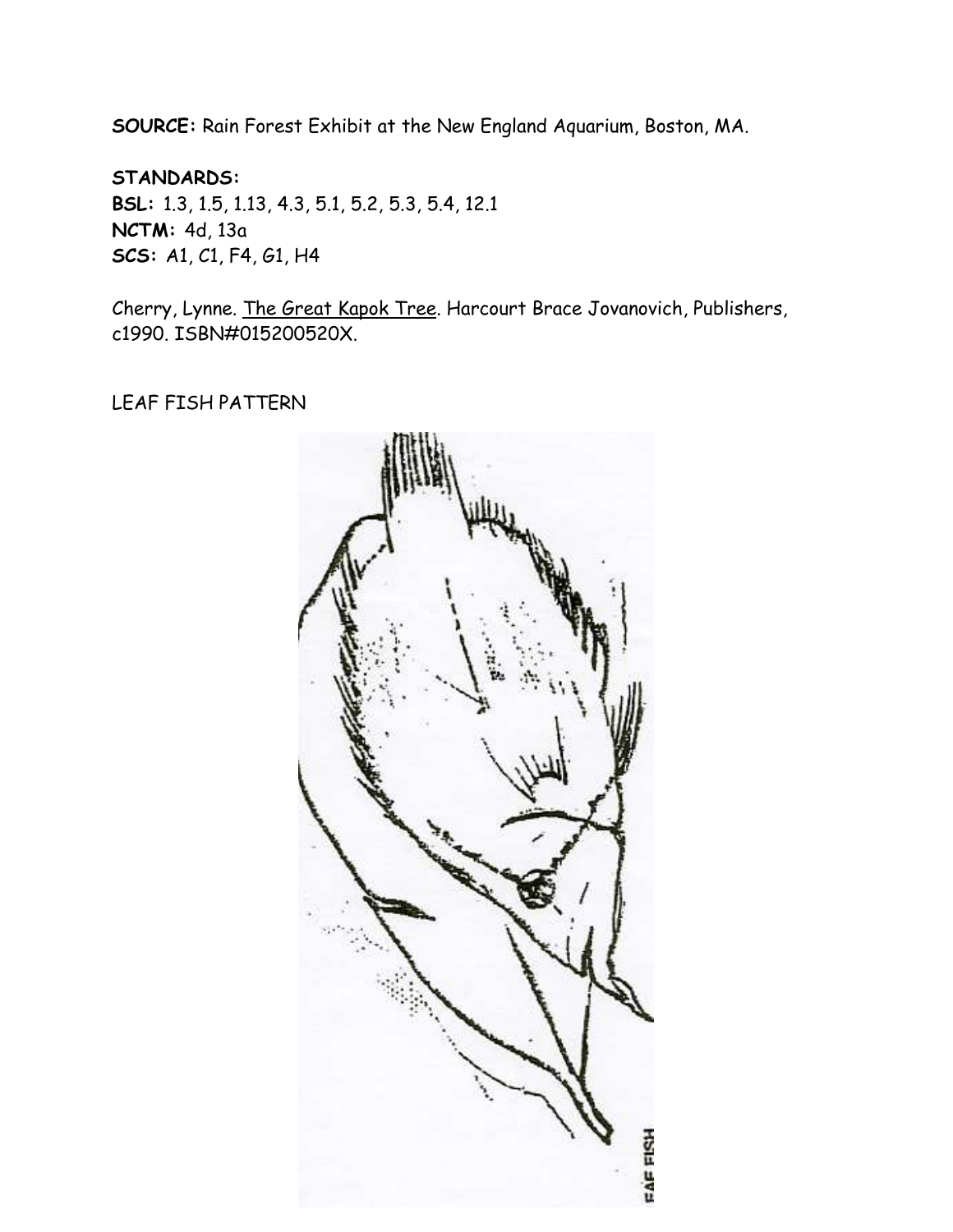**SOURCE:** Rain Forest Exhibit at the New England Aquarium, Boston, MA.

**STANDARDS:**
**BSL:** 1.3, 1.5, 1.13, 4.3, 5.1, 5.2, 5.3, 5.4, 12.1
**NCTM:** 4d, 13a
**SCS:** A1, C1, F4, G1, H4

Cherry, Lynne. The Great Kapok Tree. Harcourt Brace Jovanovich, Publishers, c1990. ISBN#015200520X.

LEAF FISH PATTERN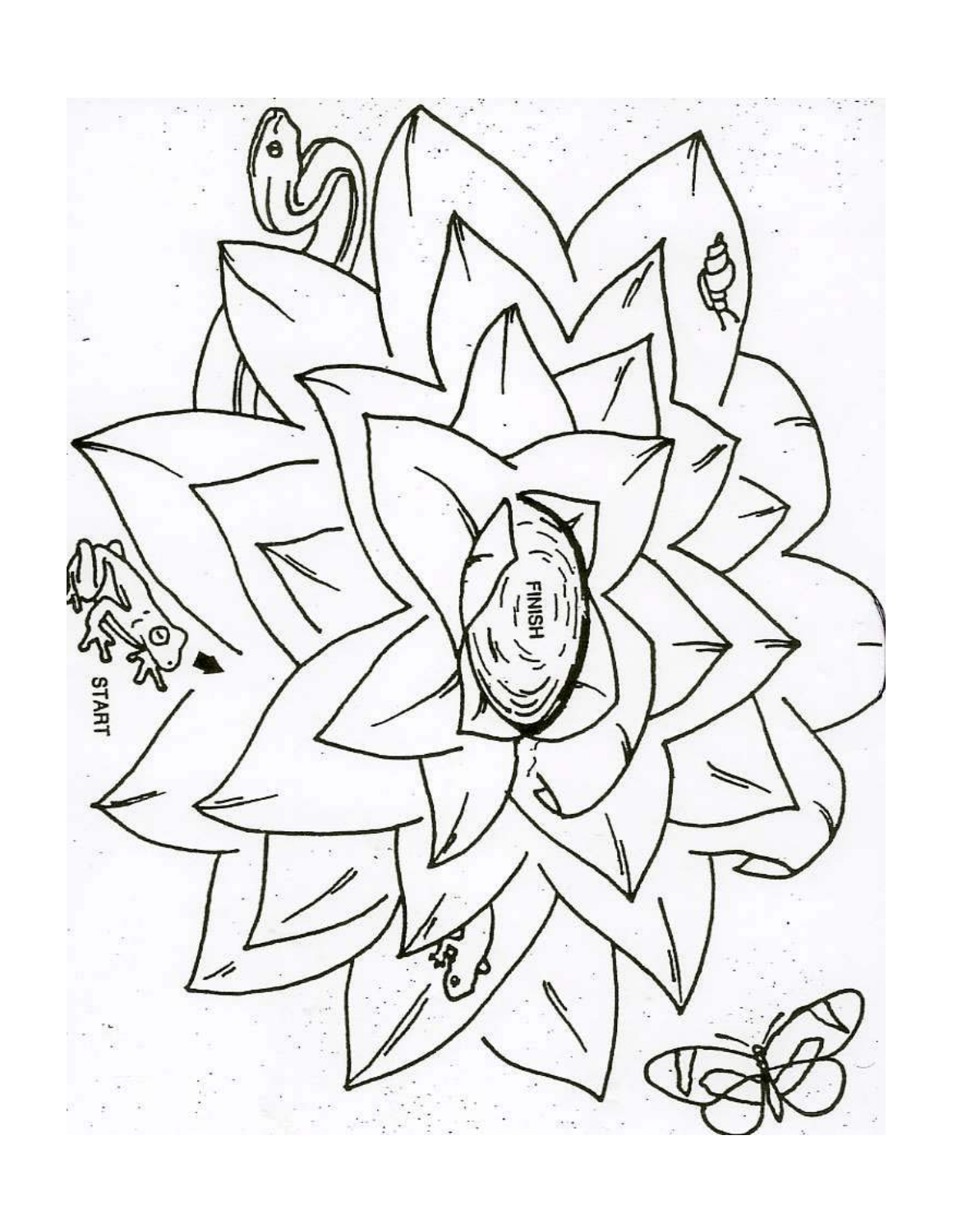START

FINISH